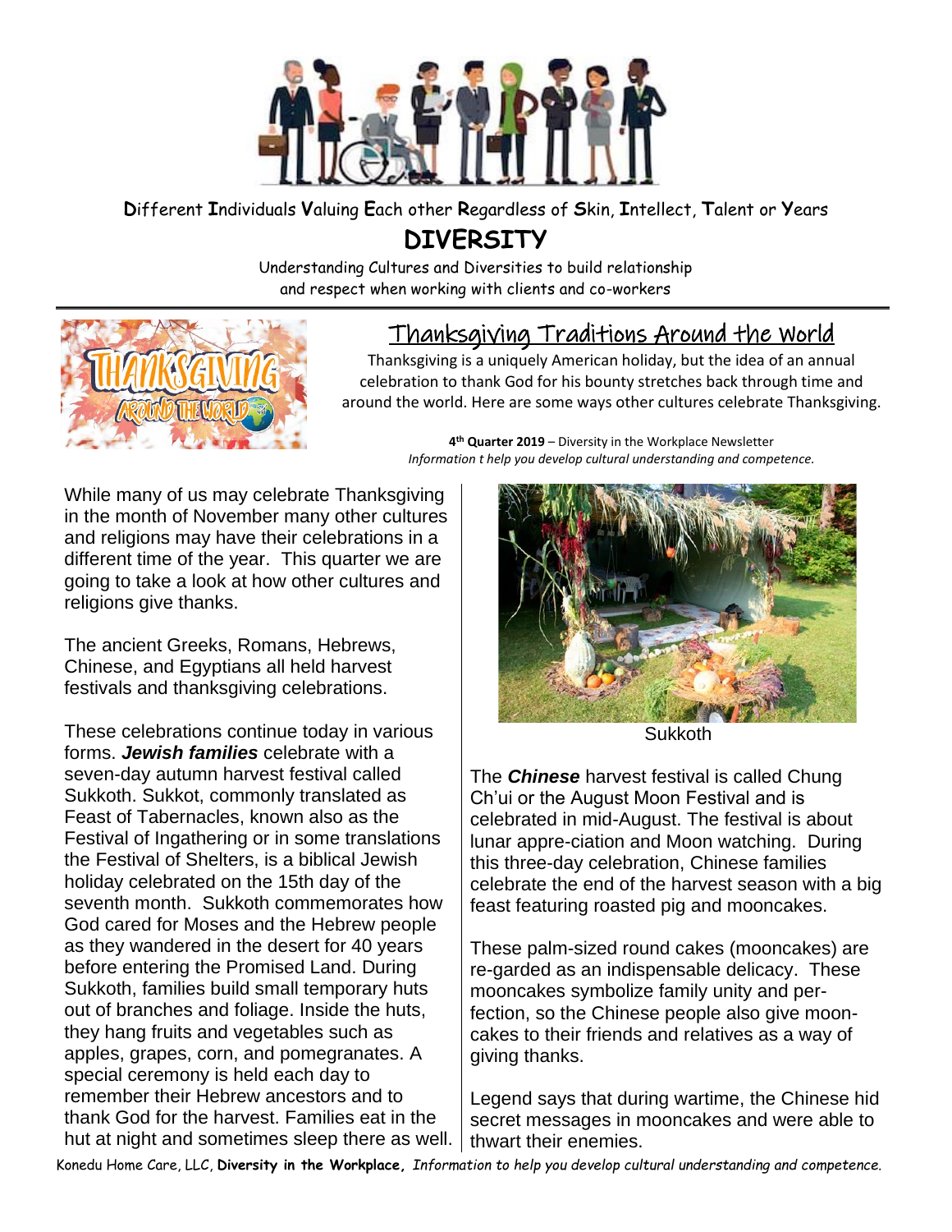**D**ifferent **I**ndividuals **V**aluing **E**ach other **R**egardless of **S**kin, **I**ntellect, **T**alent or **Y**ears

# DIVERSITY

Understanding Cultures and Diversities to build relationship and respect when working with clients and co-workers

## Thanksgiving Traditions Around the World

Thanksgiving is a uniquely American holiday, but the idea of an annual celebration to thank God for his bounty stretches back through time and around the world. Here are some ways other cultures celebrate Thanksgiving.

**4th Quarter 2019** – Diversity in the Workplace Newsletter
*Information t help you develop cultural understanding and competence.*

While many of us may celebrate Thanksgiving in the month of November many other cultures and religions may have their celebrations in a different time of the year. This quarter we are going to take a look at how other cultures and religions give thanks.

The ancient Greeks, Romans, Hebrews, Chinese, and Egyptians all held harvest festivals and thanksgiving celebrations.

These celebrations continue today in various forms. ***Jewish families*** celebrate with a seven-day autumn harvest festival called Sukkoth. Sukkot, commonly translated as Feast of Tabernacles, known also as the Festival of Ingathering or in some translations the Festival of Shelters, is a biblical Jewish holiday celebrated on the 15th day of the seventh month. Sukkoth commemorates how God cared for Moses and the Hebrew people as they wandered in the desert for 40 years before entering the Promised Land. During Sukkoth, families build small temporary huts out of branches and foliage. Inside the huts, they hang fruits and vegetables such as apples, grapes, corn, and pomegranates. A special ceremony is held each day to remember their Hebrew ancestors and to thank God for the harvest. Families eat in the hut at night and sometimes sleep there as well.

Sukkoth

The ***Chinese*** harvest festival is called Chung Ch'ui or the August Moon Festival and is celebrated in mid-August. The festival is about lunar appre-ciation and Moon watching. During this three-day celebration, Chinese families celebrate the end of the harvest season with a big feast featuring roasted pig and mooncakes.

These palm-sized round cakes (mooncakes) are re-garded as an indispensable delicacy. These mooncakes symbolize family unity and per-fection, so the Chinese people also give moon-cakes to their friends and relatives as a way of giving thanks.

Legend says that during wartime, the Chinese hid secret messages in mooncakes and were able to thwart their enemies.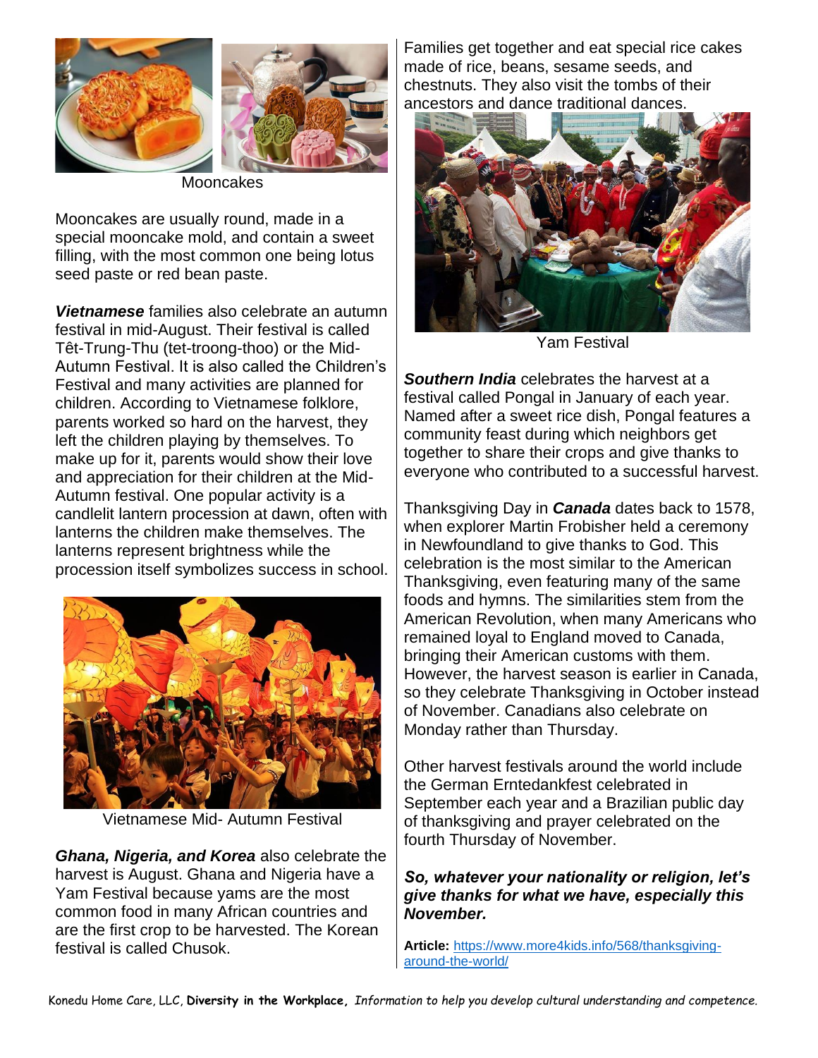Mooncakes

Mooncakes are usually round, made in a special mooncake mold, and contain a sweet filling, with the most common one being lotus seed paste or red bean paste.

***Vietnamese*** families also celebrate an autumn festival in mid-August. Their festival is called Têt-Trung-Thu (tet-troong-thoo) or the Mid-Autumn Festival. It is also called the Children's Festival and many activities are planned for children. According to Vietnamese folklore, parents worked so hard on the harvest, they left the children playing by themselves. To make up for it, parents would show their love and appreciation for their children at the Mid-Autumn festival. One popular activity is a candlelit lantern procession at dawn, often with lanterns the children make themselves. The lanterns represent brightness while the procession itself symbolizes success in school.

Vietnamese Mid- Autumn Festival

***Ghana, Nigeria, and Korea*** also celebrate the harvest is August. Ghana and Nigeria have a Yam Festival because yams are the most common food in many African countries and are the first crop to be harvested. The Korean festival is called Chusok.

Families get together and eat special rice cakes made of rice, beans, sesame seeds, and chestnuts. They also visit the tombs of their ancestors and dance traditional dances.

Yam Festival

***Southern India*** celebrates the harvest at a festival called Pongal in January of each year. Named after a sweet rice dish, Pongal features a community feast during which neighbors get together to share their crops and give thanks to everyone who contributed to a successful harvest.

Thanksgiving Day in ***Canada*** dates back to 1578, when explorer Martin Frobisher held a ceremony in Newfoundland to give thanks to God. This celebration is the most similar to the American Thanksgiving, even featuring many of the same foods and hymns. The similarities stem from the American Revolution, when many Americans who remained loyal to England moved to Canada, bringing their American customs with them. However, the harvest season is earlier in Canada, so they celebrate Thanksgiving in October instead of November. Canadians also celebrate on Monday rather than Thursday.

Other harvest festivals around the world include the German Erntedankfest celebrated in September each year and a Brazilian public day of thanksgiving and prayer celebrated on the fourth Thursday of November.

***So, whatever your nationality or religion, let's give thanks for what we have, especially this November.***

**Article:** [https://www.more4kids.info/568/thanksgiving-around-the-world/](https://www.more4kids.info/568/thanksgiving-around-the-world/)

Konedu Home Care, LLC, **Diversity in the Workplace,** *Information to help you develop cultural understanding and competence.*